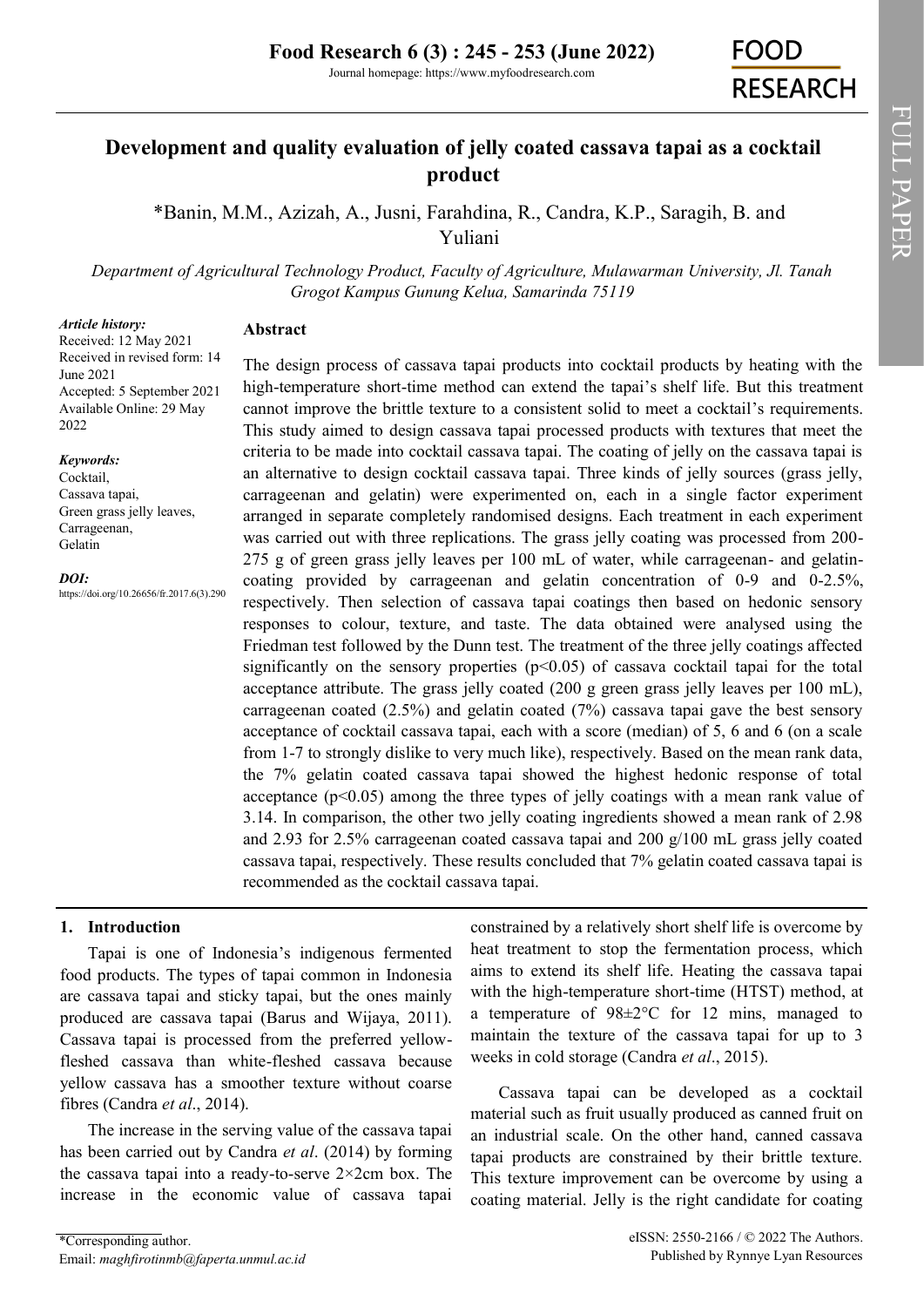# Development and quality evaluation of jelly coated cassava tapai as a cocktail product

*Banin, M.M., Azizah, A., Jusni, Farahdina, R., Candra, K.P., Saragih, B. and Yuliani

*Department of Agricultural Technology Product, Faculty of Agriculture, Mulawarman University, Jl. Tanah Grogot Kampus Gunung Kelua, Samarinda 75119*

*Article history:*
Received: 12 May 2021
Received in revised form: 14 June 2021
Accepted: 5 September 2021
Available Online: 29 May 2022

*Keywords:*
Cocktail,
Cassava tapai,
Green grass jelly leaves,
Carrageenan,
Gelatin

*DOI:*
https://doi.org/10.26656/fr.2017.6(3).290

## Abstract

The design process of cassava tapai products into cocktail products by heating with the high-temperature short-time method can extend the tapai's shelf life. But this treatment cannot improve the brittle texture to a consistent solid to meet a cocktail's requirements. This study aimed to design cassava tapai processed products with textures that meet the criteria to be made into cocktail cassava tapai. The coating of jelly on the cassava tapai is an alternative to design cocktail cassava tapai. Three kinds of jelly sources (grass jelly, carrageenan and gelatin) were experimented on, each in a single factor experiment arranged in separate completely randomised designs. Each treatment in each experiment was carried out with three replications. The grass jelly coating was processed from 200-275 g of green grass jelly leaves per 100 mL of water, while carrageenan- and gelatin-coating provided by carrageenan and gelatin concentration of 0-9 and 0-2.5%, respectively. Then selection of cassava tapai coatings then based on hedonic sensory responses to colour, texture, and taste. The data obtained were analysed using the Friedman test followed by the Dunn test. The treatment of the three jelly coatings affected significantly on the sensory properties ($p<0.05$) of cassava cocktail tapai for the total acceptance attribute. The grass jelly coated (200 g green grass jelly leaves per 100 mL), carrageenan coated (2.5%) and gelatin coated (7%) cassava tapai gave the best sensory acceptance of cocktail cassava tapai, each with a score (median) of 5, 6 and 6 (on a scale from 1-7 to strongly dislike to very much like), respectively. Based on the mean rank data, the 7% gelatin coated cassava tapai showed the highest hedonic response of total acceptance ($p<0.05$) among the three types of jelly coatings with a mean rank value of 3.14. In comparison, the other two jelly coating ingredients showed a mean rank of 2.98 and 2.93 for 2.5% carrageenan coated cassava tapai and 200 g/100 mL grass jelly coated cassava tapai, respectively. These results concluded that 7% gelatin coated cassava tapai is recommended as the cocktail cassava tapai.

## 1. Introduction

Tapai is one of Indonesia's indigenous fermented food products. The types of tapai common in Indonesia are cassava tapai and sticky tapai, but the ones mainly produced are cassava tapai (Barus and Wijaya, 2011). Cassava tapai is processed from the preferred yellow-fleshed cassava than white-fleshed cassava because yellow cassava has a smoother texture without coarse fibres (Candra *et al*., 2014).

The increase in the serving value of the cassava tapai has been carried out by Candra *et al*. (2014) by forming the cassava tapai into a ready-to-serve 2×2cm box. The increase in the economic value of cassava tapai constrained by a relatively short shelf life is overcome by heat treatment to stop the fermentation process, which aims to extend its shelf life. Heating the cassava tapai with the high-temperature short-time (HTST) method, at a temperature of 98±2°C for 12 mins, managed to maintain the texture of the cassava tapai for up to 3 weeks in cold storage (Candra *et al*., 2015).

Cassava tapai can be developed as a cocktail material such as fruit usually produced as canned fruit on an industrial scale. On the other hand, canned cassava tapai products are constrained by their brittle texture. This texture improvement can be overcome by using a coating material. Jelly is the right candidate for coating

*Corresponding author.
Email: *maghfirotinmb@faperta.unmul.ac.id*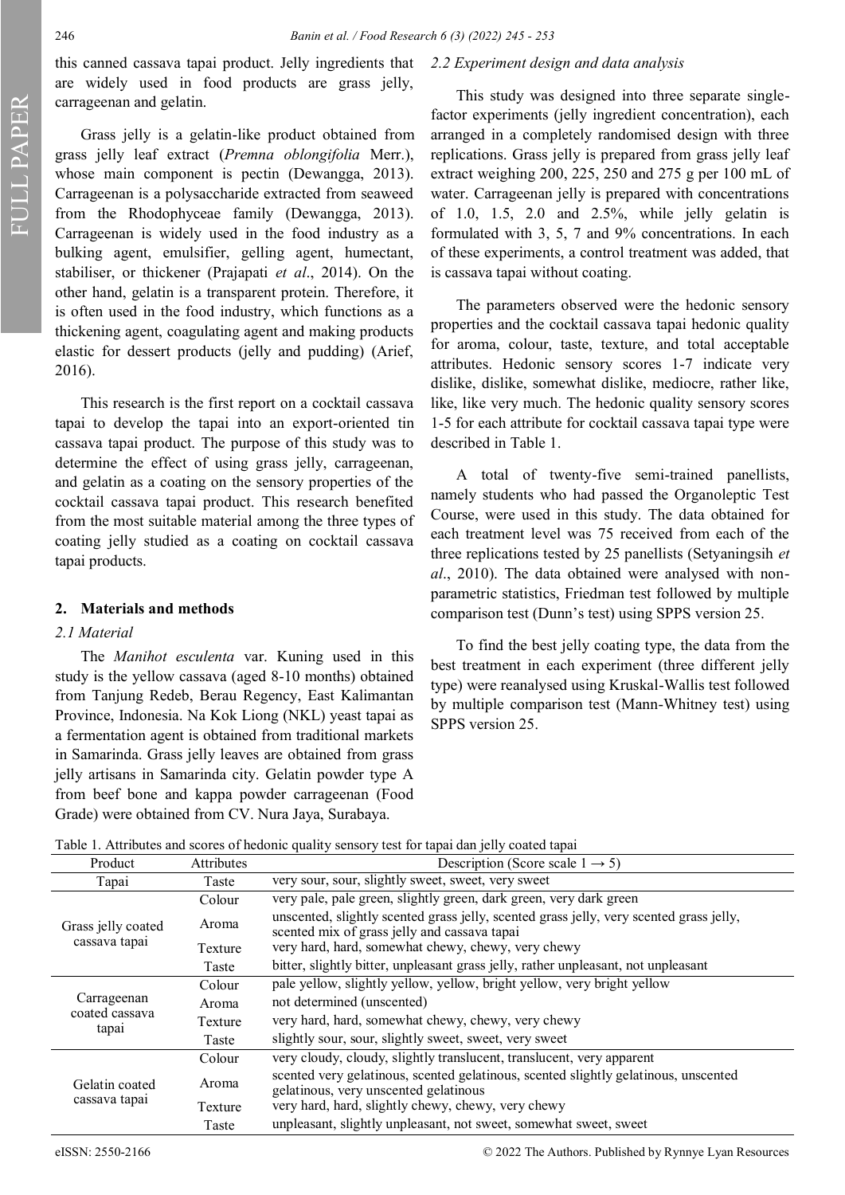this canned cassava tapai product. Jelly ingredients that are widely used in food products are grass jelly, carrageenan and gelatin.

Grass jelly is a gelatin-like product obtained from grass jelly leaf extract (*Premna oblongifolia* Merr.), whose main component is pectin (Dewangga, 2013). Carrageenan is a polysaccharide extracted from seaweed from the Rhodophyceae family (Dewangga, 2013). Carrageenan is widely used in the food industry as a bulking agent, emulsifier, gelling agent, humectant, stabiliser, or thickener (Prajapati *et al*., 2014). On the other hand, gelatin is a transparent protein. Therefore, it is often used in the food industry, which functions as a thickening agent, coagulating agent and making products elastic for dessert products (jelly and pudding) (Arief, 2016).

This research is the first report on a cocktail cassava tapai to develop the tapai into an export-oriented tin cassava tapai product. The purpose of this study was to determine the effect of using grass jelly, carrageenan, and gelatin as a coating on the sensory properties of the cocktail cassava tapai product. This research benefited from the most suitable material among the three types of coating jelly studied as a coating on cocktail cassava tapai products.

## 2. Materials and methods

### 2.1 Material

The *Manihot esculenta* var. Kuning used in this study is the yellow cassava (aged 8-10 months) obtained from Tanjung Redeb, Berau Regency, East Kalimantan Province, Indonesia. Na Kok Liong (NKL) yeast tapai as a fermentation agent is obtained from traditional markets in Samarinda. Grass jelly leaves are obtained from grass jelly artisans in Samarinda city. Gelatin powder type A from beef bone and kappa powder carrageenan (Food Grade) were obtained from CV. Nura Jaya, Surabaya.

### 2.2 Experiment design and data analysis

This study was designed into three separate single-factor experiments (jelly ingredient concentration), each arranged in a completely randomised design with three replications. Grass jelly is prepared from grass jelly leaf extract weighing 200, 225, 250 and 275 g per 100 mL of water. Carrageenan jelly is prepared with concentrations of 1.0, 1.5, 2.0 and 2.5%, while jelly gelatin is formulated with 3, 5, 7 and 9% concentrations. In each of these experiments, a control treatment was added, that is cassava tapai without coating.

The parameters observed were the hedonic sensory properties and the cocktail cassava tapai hedonic quality for aroma, colour, taste, texture, and total acceptable attributes. Hedonic sensory scores 1-7 indicate very dislike, dislike, somewhat dislike, mediocre, rather like, like, like very much. The hedonic quality sensory scores 1-5 for each attribute for cocktail cassava tapai type were described in Table 1.

A total of twenty-five semi-trained panellists, namely students who had passed the Organoleptic Test Course, were used in this study. The data obtained for each treatment level was 75 received from each of the three replications tested by 25 panellists (Setyaningsih *et al*., 2010). The data obtained were analysed with non-parametric statistics, Friedman test followed by multiple comparison test (Dunn's test) using SPPS version 25.

To find the best jelly coating type, the data from the best treatment in each experiment (three different jelly type) were reanalysed using Kruskal-Wallis test followed by multiple comparison test (Mann-Whitney test) using SPPS version 25.

Table 1. Attributes and scores of hedonic quality sensory test for tapai dan jelly coated tapai

| Product | Attributes | Description (Score scale 1 → 5) |
|---|---|---|
| Tapai | Taste | very sour, sour, slightly sweet, sweet, very sweet |
| Grass jelly coated cassava tapai | Colour | very pale, pale green, slightly green, dark green, very dark green |
| | Aroma | unscented, slightly scented grass jelly, scented grass jelly, very scented grass jelly, scented mix of grass jelly and cassava tapai |
| | Texture | very hard, hard, somewhat chewy, chewy, very chewy |
| | Taste | bitter, slightly bitter, unpleasant grass jelly, rather unpleasant, not unpleasant |
| Carrageenan coated cassava tapai | Colour | pale yellow, slightly yellow, yellow, bright yellow, very bright yellow |
| | Aroma | not determined (unscented) |
| | Texture | very hard, hard, somewhat chewy, chewy, very chewy |
| | Taste | slightly sour, sour, slightly sweet, sweet, very sweet |
| Gelatin coated cassava tapai | Colour | very cloudy, cloudy, slightly translucent, translucent, very apparent |
| | Aroma | scented very gelatinous, scented gelatinous, scented slightly gelatinous, unscented gelatinous, very unscented gelatinous |
| | Texture | very hard, hard, slightly chewy, chewy, very chewy |
| | Taste | unpleasant, slightly unpleasant, not sweet, somewhat sweet, sweet |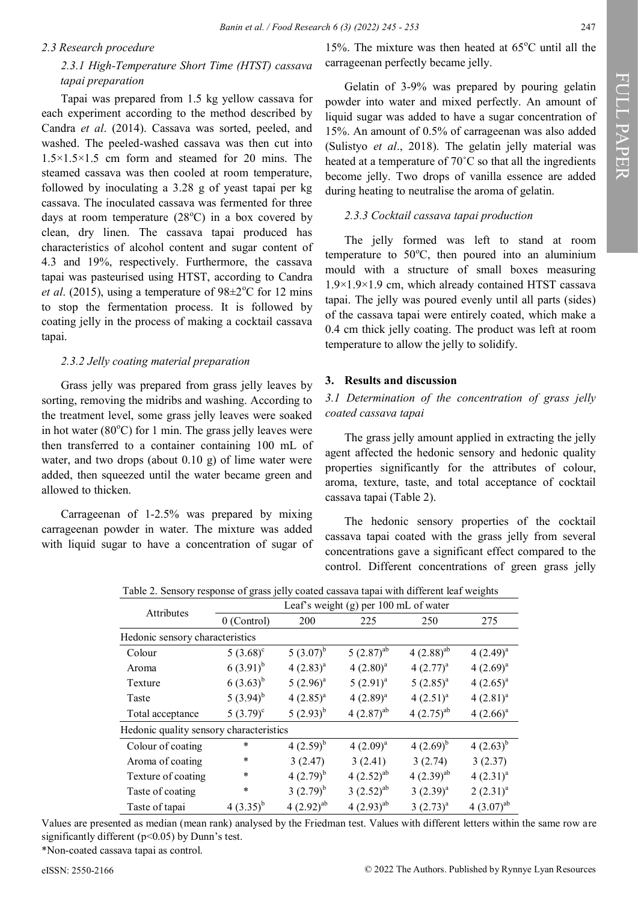### 2.3 Research procedure

#### 2.3.1 High-Temperature Short Time (HTST) cassava tapai preparation

Tapai was prepared from 1.5 kg yellow cassava for each experiment according to the method described by Candra *et al*. (2014). Cassava was sorted, peeled, and washed. The peeled-washed cassava was then cut into 1.5×1.5×1.5 cm form and steamed for 20 mins. The steamed cassava was then cooled at room temperature, followed by inoculating a 3.28 g of yeast tapai per kg cassava. The inoculated cassava was fermented for three days at room temperature (28°C) in a box covered by clean, dry linen. The cassava tapai produced has characteristics of alcohol content and sugar content of 4.3 and 19%, respectively. Furthermore, the cassava tapai was pasteurised using HTST, according to Candra *et al*. (2015), using a temperature of 98±2°C for 12 mins to stop the fermentation process. It is followed by coating jelly in the process of making a cocktail cassava tapai.

#### 2.3.2 Jelly coating material preparation

Grass jelly was prepared from grass jelly leaves by sorting, removing the midribs and washing. According to the treatment level, some grass jelly leaves were soaked in hot water (80°C) for 1 min. The grass jelly leaves were then transferred to a container containing 100 mL of water, and two drops (about 0.10 g) of lime water were added, then squeezed until the water became green and allowed to thicken.

Carrageenan of 1-2.5% was prepared by mixing carrageenan powder in water. The mixture was added with liquid sugar to have a concentration of sugar of 15%. The mixture was then heated at 65°C until all the carrageenan perfectly became jelly.

Gelatin of 3-9% was prepared by pouring gelatin powder into water and mixed perfectly. An amount of liquid sugar was added to have a sugar concentration of 15%. An amount of 0.5% of carrageenan was also added (Sulistyo *et al*., 2018). The gelatin jelly material was heated at a temperature of 70˚C so that all the ingredients become jelly. Two drops of vanilla essence are added during heating to neutralise the aroma of gelatin.

#### 2.3.3 Cocktail cassava tapai production

The jelly formed was left to stand at room temperature to 50°C, then poured into an aluminium mould with a structure of small boxes measuring 1.9×1.9×1.9 cm, which already contained HTST cassava tapai. The jelly was poured evenly until all parts (sides) of the cassava tapai were entirely coated, which make a 0.4 cm thick jelly coating. The product was left at room temperature to allow the jelly to solidify.

## 3. Results and discussion

### 3.1 Determination of the concentration of grass jelly coated cassava tapai

The grass jelly amount applied in extracting the jelly agent affected the hedonic sensory and hedonic quality properties significantly for the attributes of colour, aroma, texture, taste, and total acceptance of cocktail cassava tapai (Table 2).

The hedonic sensory properties of the cocktail cassava tapai coated with the grass jelly from several concentrations gave a significant effect compared to the control. Different concentrations of green grass jelly

Table 2. Sensory response of grass jelly coated cassava tapai with different leaf weights

| Attributes | Leaf's weight (g) per 100 mL of water | | | | |
|---|---|---|---|---|---|
| | 0 (Control) | 200 | 225 | 250 | 275 |
| Hedonic sensory characteristics | | | | | |
| Colour | 5 (3.68)$^{c}$ | 5 (3.07)$^{b}$ | 5 (2.87)$^{ab}$ | 4 (2.88)$^{ab}$ | 4 (2.49)$^{a}$ |
| Aroma | 6 (3.91)$^{b}$ | 4 (2.83)$^{a}$ | 4 (2.80)$^{a}$ | 4 (2.77)$^{a}$ | 4 (2.69)$^{a}$ |
| Texture | 6 (3.63)$^{b}$ | 5 (2.96)$^{a}$ | 5 (2.91)$^{a}$ | 5 (2.85)$^{a}$ | 4 (2.65)$^{a}$ |
| Taste | 5 (3.94)$^{b}$ | 4 (2.85)$^{a}$ | 4 (2.89)$^{a}$ | 4 (2.51)$^{a}$ | 4 (2.81)$^{a}$ |
| Total acceptance | 5 (3.79)$^{c}$ | 5 (2.93)$^{b}$ | 4 (2.87)$^{ab}$ | 4 (2.75)$^{ab}$ | 4 (2.66)$^{a}$ |
| Hedonic quality sensory characteristics | | | | | |
| Colour of coating | * | 4 (2.59)$^{b}$ | 4 (2.09)$^{a}$ | 4 (2.69)$^{b}$ | 4 (2.63)$^{b}$ |
| Aroma of coating | * | 3 (2.47) | 3 (2.41) | 3 (2.74) | 3 (2.37) |
| Texture of coating | * | 4 (2.79)$^{b}$ | 4 (2.52)$^{ab}$ | 4 (2.39)$^{ab}$ | 4 (2.31)$^{a}$ |
| Taste of coating | * | 3 (2.79)$^{b}$ | 3 (2.52)$^{ab}$ | 3 (2.39)$^{a}$ | 2 (2.31)$^{a}$ |
| Taste of tapai | 4 (3.35)$^{b}$ | 4 (2.92)$^{ab}$ | 4 (2.93)$^{ab}$ | 3 (2.73)$^{a}$ | 4 (3.07)$^{ab}$ |

Values are presented as median (mean rank) analysed by the Friedman test. Values with different letters within the same row are significantly different ($p<0.05$) by Dunn's test.
*Non-coated cassava tapai as control.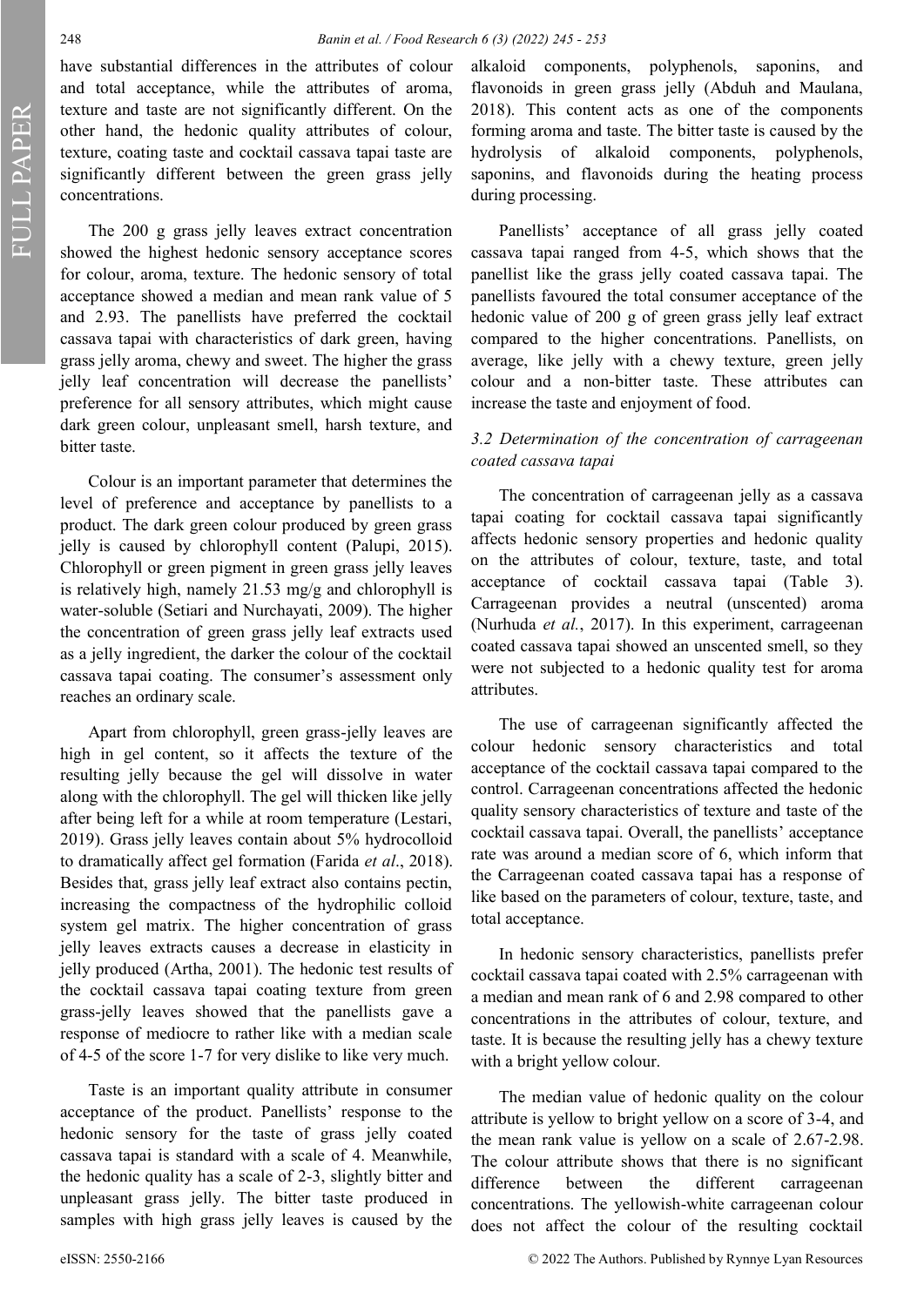have substantial differences in the attributes of colour and total acceptance, while the attributes of aroma, texture and taste are not significantly different. On the other hand, the hedonic quality attributes of colour, texture, coating taste and cocktail cassava tapai taste are significantly different between the green grass jelly concentrations.

The 200 g grass jelly leaves extract concentration showed the highest hedonic sensory acceptance scores for colour, aroma, texture. The hedonic sensory of total acceptance showed a median and mean rank value of 5 and 2.93. The panellists have preferred the cocktail cassava tapai with characteristics of dark green, having grass jelly aroma, chewy and sweet. The higher the grass jelly leaf concentration will decrease the panellists' preference for all sensory attributes, which might cause dark green colour, unpleasant smell, harsh texture, and bitter taste.

Colour is an important parameter that determines the level of preference and acceptance by panellists to a product. The dark green colour produced by green grass jelly is caused by chlorophyll content (Palupi, 2015). Chlorophyll or green pigment in green grass jelly leaves is relatively high, namely 21.53 mg/g and chlorophyll is water-soluble (Setiari and Nurchayati, 2009). The higher the concentration of green grass jelly leaf extracts used as a jelly ingredient, the darker the colour of the cocktail cassava tapai coating. The consumer's assessment only reaches an ordinary scale.

Apart from chlorophyll, green grass-jelly leaves are high in gel content, so it affects the texture of the resulting jelly because the gel will dissolve in water along with the chlorophyll. The gel will thicken like jelly after being left for a while at room temperature (Lestari, 2019). Grass jelly leaves contain about 5% hydrocolloid to dramatically affect gel formation (Farida *et al*., 2018). Besides that, grass jelly leaf extract also contains pectin, increasing the compactness of the hydrophilic colloid system gel matrix. The higher concentration of grass jelly leaves extracts causes a decrease in elasticity in jelly produced (Artha, 2001). The hedonic test results of the cocktail cassava tapai coating texture from green grass-jelly leaves showed that the panellists gave a response of mediocre to rather like with a median scale of 4-5 of the score 1-7 for very dislike to like very much.

Taste is an important quality attribute in consumer acceptance of the product. Panellists' response to the hedonic sensory for the taste of grass jelly coated cassava tapai is standard with a scale of 4. Meanwhile, the hedonic quality has a scale of 2-3, slightly bitter and unpleasant grass jelly. The bitter taste produced in samples with high grass jelly leaves is caused by the alkaloid components, polyphenols, saponins, and flavonoids in green grass jelly (Abduh and Maulana, 2018). This content acts as one of the components forming aroma and taste. The bitter taste is caused by the hydrolysis of alkaloid components, polyphenols, saponins, and flavonoids during the heating process during processing.

Panellists' acceptance of all grass jelly coated cassava tapai ranged from 4-5, which shows that the panellist like the grass jelly coated cassava tapai. The panellists favoured the total consumer acceptance of the hedonic value of 200 g of green grass jelly leaf extract compared to the higher concentrations. Panellists, on average, like jelly with a chewy texture, green jelly colour and a non-bitter taste. These attributes can increase the taste and enjoyment of food.

### *3.2 Determination of the concentration of carrageenan coated cassava tapai*

The concentration of carrageenan jelly as a cassava tapai coating for cocktail cassava tapai significantly affects hedonic sensory properties and hedonic quality on the attributes of colour, texture, taste, and total acceptance of cocktail cassava tapai (Table 3). Carrageenan provides a neutral (unscented) aroma (Nurhuda *et al.*, 2017). In this experiment, carrageenan coated cassava tapai showed an unscented smell, so they were not subjected to a hedonic quality test for aroma attributes.

The use of carrageenan significantly affected the colour hedonic sensory characteristics and total acceptance of the cocktail cassava tapai compared to the control. Carrageenan concentrations affected the hedonic quality sensory characteristics of texture and taste of the cocktail cassava tapai. Overall, the panellists' acceptance rate was around a median score of 6, which inform that the Carrageenan coated cassava tapai has a response of like based on the parameters of colour, texture, taste, and total acceptance.

In hedonic sensory characteristics, panellists prefer cocktail cassava tapai coated with 2.5% carrageenan with a median and mean rank of 6 and 2.98 compared to other concentrations in the attributes of colour, texture, and taste. It is because the resulting jelly has a chewy texture with a bright yellow colour.

The median value of hedonic quality on the colour attribute is yellow to bright yellow on a score of 3-4, and the mean rank value is yellow on a scale of 2.67-2.98. The colour attribute shows that there is no significant difference between the different carrageenan concentrations. The yellowish-white carrageenan colour does not affect the colour of the resulting cocktail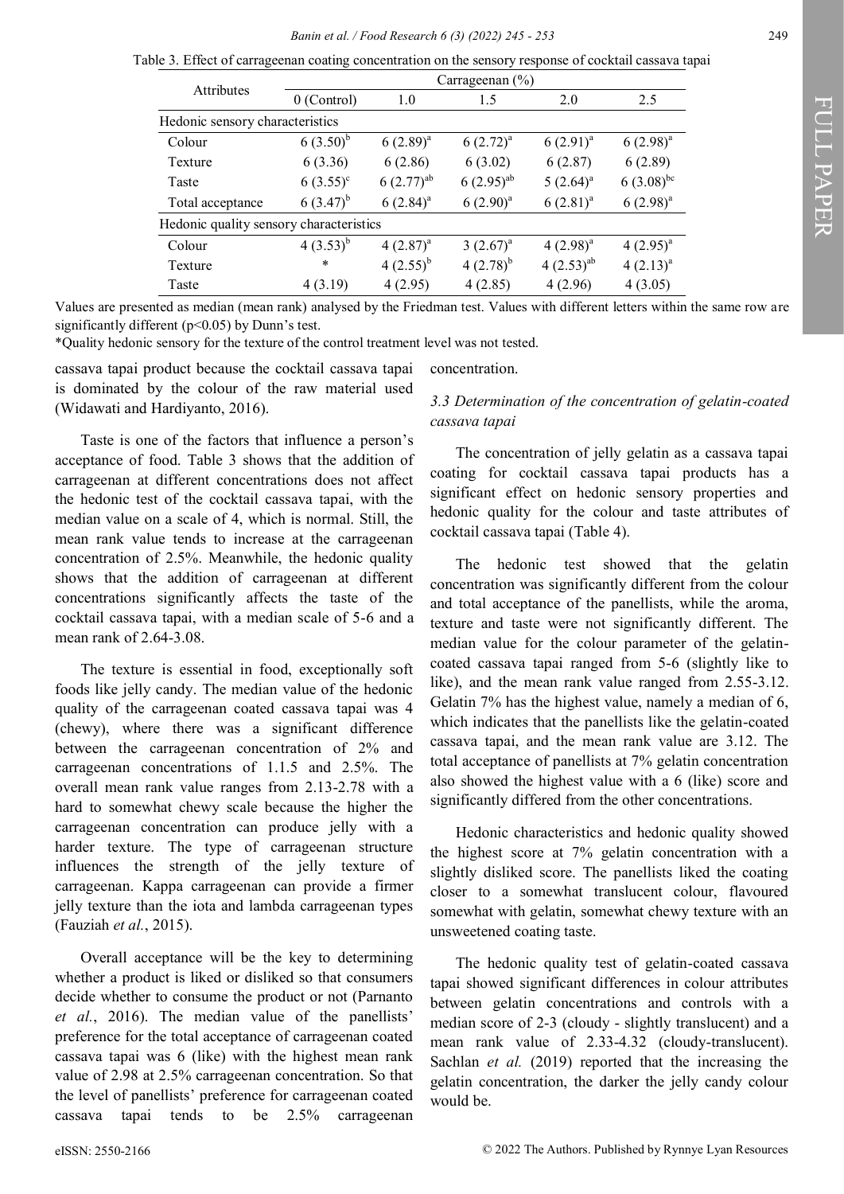Table 3. Effect of carrageenan coating concentration on the sensory response of cocktail cassava tapai

| Attributes | Carrageenan (%) | | | | |
|---|---|---|---|---|---|
| | 0 (Control) | 1.0 | 1.5 | 2.0 | 2.5 |
| Hedonic sensory characteristics | | | | | |
| Colour | 6 (3.50)[b] | 6 (2.89)[a] | 6 (2.72)[a] | 6 (2.91)[a] | 6 (2.98)[a] |
| Texture | 6 (3.36) | 6 (2.86) | 6 (3.02) | 6 (2.87) | 6 (2.89) |
| Taste | 6 (3.55)[c] | 6 (2.77)[ab] | 6 (2.95)[ab] | 5 (2.64)[a] | 6 (3.08)[bc] |
| Total acceptance | 6 (3.47)[b] | 6 (2.84)[a] | 6 (2.90)[a] | 6 (2.81)[a] | 6 (2.98)[a] |
| Hedonic quality sensory characteristics | | | | | |
| Colour | 4 (3.53)[b] | 4 (2.87)[a] | 3 (2.67)[a] | 4 (2.98)[a] | 4 (2.95)[a] |
| Texture | * | 4 (2.55)[b] | 4 (2.78)[b] | 4 (2.53)[ab] | 4 (2.13)[a] |
| Taste | 4 (3.19) | 4 (2.95) | 4 (2.85) | 4 (2.96) | 4 (3.05) |

Values are presented as median (mean rank) analysed by the Friedman test. Values with different letters within the same row are significantly different (p<0.05) by Dunn's test.
*Quality hedonic sensory for the texture of the control treatment level was not tested.

cassava tapai product because the cocktail cassava tapai is dominated by the colour of the raw material used (Widawati and Hardiyanto, 2016).

Taste is one of the factors that influence a person's acceptance of food. Table 3 shows that the addition of carrageenan at different concentrations does not affect the hedonic test of the cocktail cassava tapai, with the median value on a scale of 4, which is normal. Still, the mean rank value tends to increase at the carrageenan concentration of 2.5%. Meanwhile, the hedonic quality shows that the addition of carrageenan at different concentrations significantly affects the taste of the cocktail cassava tapai, with a median scale of 5-6 and a mean rank of 2.64-3.08.

The texture is essential in food, exceptionally soft foods like jelly candy. The median value of the hedonic quality of the carrageenan coated cassava tapai was 4 (chewy), where there was a significant difference between the carrageenan concentration of 2% and carrageenan concentrations of 1.1.5 and 2.5%. The overall mean rank value ranges from 2.13-2.78 with a hard to somewhat chewy scale because the higher the carrageenan concentration can produce jelly with a harder texture. The type of carrageenan structure influences the strength of the jelly texture of carrageenan. Kappa carrageenan can provide a firmer jelly texture than the iota and lambda carrageenan types (Fauziah *et al.*, 2015).

Overall acceptance will be the key to determining whether a product is liked or disliked so that consumers decide whether to consume the product or not (Parnanto *et al.*, 2016). The median value of the panellists' preference for the total acceptance of carrageenan coated cassava tapai was 6 (like) with the highest mean rank value of 2.98 at 2.5% carrageenan concentration. So that the level of panellists' preference for carrageenan coated cassava tapai tends to be 2.5% carrageenan concentration.

### *3.3 Determination of the concentration of gelatin-coated cassava tapai*

The concentration of jelly gelatin as a cassava tapai coating for cocktail cassava tapai products has a significant effect on hedonic sensory properties and hedonic quality for the colour and taste attributes of cocktail cassava tapai (Table 4).

The hedonic test showed that the gelatin concentration was significantly different from the colour and total acceptance of the panellists, while the aroma, texture and taste were not significantly different. The median value for the colour parameter of the gelatin-coated cassava tapai ranged from 5-6 (slightly like to like), and the mean rank value ranged from 2.55-3.12. Gelatin 7% has the highest value, namely a median of 6, which indicates that the panellists like the gelatin-coated cassava tapai, and the mean rank value are 3.12. The total acceptance of panellists at 7% gelatin concentration also showed the highest value with a 6 (like) score and significantly differed from the other concentrations.

Hedonic characteristics and hedonic quality showed the highest score at 7% gelatin concentration with a slightly disliked score. The panellists liked the coating closer to a somewhat translucent colour, flavoured somewhat with gelatin, somewhat chewy texture with an unsweetened coating taste.

The hedonic quality test of gelatin-coated cassava tapai showed significant differences in colour attributes between gelatin concentrations and controls with a median score of 2-3 (cloudy - slightly translucent) and a mean rank value of 2.33-4.32 (cloudy-translucent). Sachlan *et al.* (2019) reported that the increasing the gelatin concentration, the darker the jelly candy colour would be.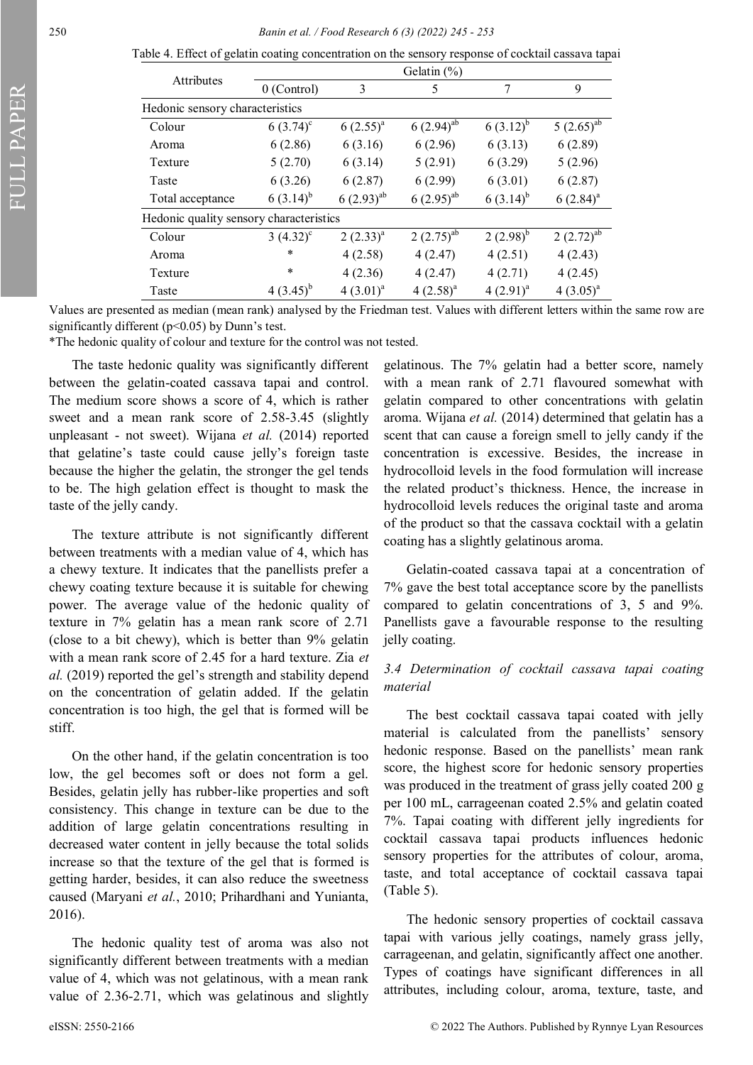Table 4. Effect of gelatin coating concentration on the sensory response of cocktail cassava tapai

| Attributes | Gelatin (%) | | | | |
|---|---|---|---|---|---|
| | 0 (Control) | 3 | 5 | 7 | 9 |
| Hedonic sensory characteristics | | | | | |
| Colour | 6 (3.74)[c] | 6 (2.55)[a] | 6 (2.94)[ab] | 6 (3.12)[b] | 5 (2.65)[ab] |
| Aroma | 6 (2.86) | 6 (3.16) | 6 (2.96) | 6 (3.13) | 6 (2.89) |
| Texture | 5 (2.70) | 6 (3.14) | 5 (2.91) | 6 (3.29) | 5 (2.96) |
| Taste | 6 (3.26) | 6 (2.87) | 6 (2.99) | 6 (3.01) | 6 (2.87) |
| Total acceptance | 6 (3.14)[b] | 6 (2.93)[ab] | 6 (2.95)[ab] | 6 (3.14)[b] | 6 (2.84)[a] |
| Hedonic quality sensory characteristics | | | | | |
| Colour | 3 (4.32)[c] | 2 (2.33)[a] | 2 (2.75)[ab] | 2 (2.98)[b] | 2 (2.72)[ab] |
| Aroma | * | 4 (2.58) | 4 (2.47) | 4 (2.51) | 4 (2.43) |
| Texture | * | 4 (2.36) | 4 (2.47) | 4 (2.71) | 4 (2.45) |
| Taste | 4 (3.45)[b] | 4 (3.01)[a] | 4 (2.58)[a] | 4 (2.91)[a] | 4 (3.05)[a] |

Values are presented as median (mean rank) analysed by the Friedman test. Values with different letters within the same row are significantly different ($p<0.05$) by Dunn's test.
*The hedonic quality of colour and texture for the control was not tested.

The taste hedonic quality was significantly different between the gelatin-coated cassava tapai and control. The medium score shows a score of 4, which is rather sweet and a mean rank score of 2.58-3.45 (slightly unpleasant - not sweet). Wijana *et al.* (2014) reported that gelatine's taste could cause jelly's foreign taste because the higher the gelatin, the stronger the gel tends to be. The high gelation effect is thought to mask the taste of the jelly candy.

The texture attribute is not significantly different between treatments with a median value of 4, which has a chewy texture. It indicates that the panellists prefer a chewy coating texture because it is suitable for chewing power. The average value of the hedonic quality of texture in 7% gelatin has a mean rank score of 2.71 (close to a bit chewy), which is better than 9% gelatin with a mean rank score of 2.45 for a hard texture. Zia *et al.* (2019) reported the gel's strength and stability depend on the concentration of gelatin added. If the gelatin concentration is too high, the gel that is formed will be stiff.

On the other hand, if the gelatin concentration is too low, the gel becomes soft or does not form a gel. Besides, gelatin jelly has rubber-like properties and soft consistency. This change in texture can be due to the addition of large gelatin concentrations resulting in decreased water content in jelly because the total solids increase so that the texture of the gel that is formed is getting harder, besides, it can also reduce the sweetness caused (Maryani *et al.*, 2010; Prihardhani and Yunianta, 2016).

The hedonic quality test of aroma was also not significantly different between treatments with a median value of 4, which was not gelatinous, with a mean rank value of 2.36-2.71, which was gelatinous and slightly gelatinous. The 7% gelatin had a better score, namely with a mean rank of 2.71 flavoured somewhat with gelatin compared to other concentrations with gelatin aroma. Wijana *et al.* (2014) determined that gelatin has a scent that can cause a foreign smell to jelly candy if the concentration is excessive. Besides, the increase in hydrocolloid levels in the food formulation will increase the related product's thickness. Hence, the increase in hydrocolloid levels reduces the original taste and aroma of the product so that the cassava cocktail with a gelatin coating has a slightly gelatinous aroma.

Gelatin-coated cassava tapai at a concentration of 7% gave the best total acceptance score by the panellists compared to gelatin concentrations of 3, 5 and 9%. Panellists gave a favourable response to the resulting jelly coating.

### *3.4 Determination of cocktail cassava tapai coating material*

The best cocktail cassava tapai coated with jelly material is calculated from the panellists' sensory hedonic response. Based on the panellists' mean rank score, the highest score for hedonic sensory properties was produced in the treatment of grass jelly coated 200 g per 100 mL, carrageenan coated 2.5% and gelatin coated 7%. Tapai coating with different jelly ingredients for cocktail cassava tapai products influences hedonic sensory properties for the attributes of colour, aroma, taste, and total acceptance of cocktail cassava tapai (Table 5).

The hedonic sensory properties of cocktail cassava tapai with various jelly coatings, namely grass jelly, carrageenan, and gelatin, significantly affect one another. Types of coatings have significant differences in all attributes, including colour, aroma, texture, taste, and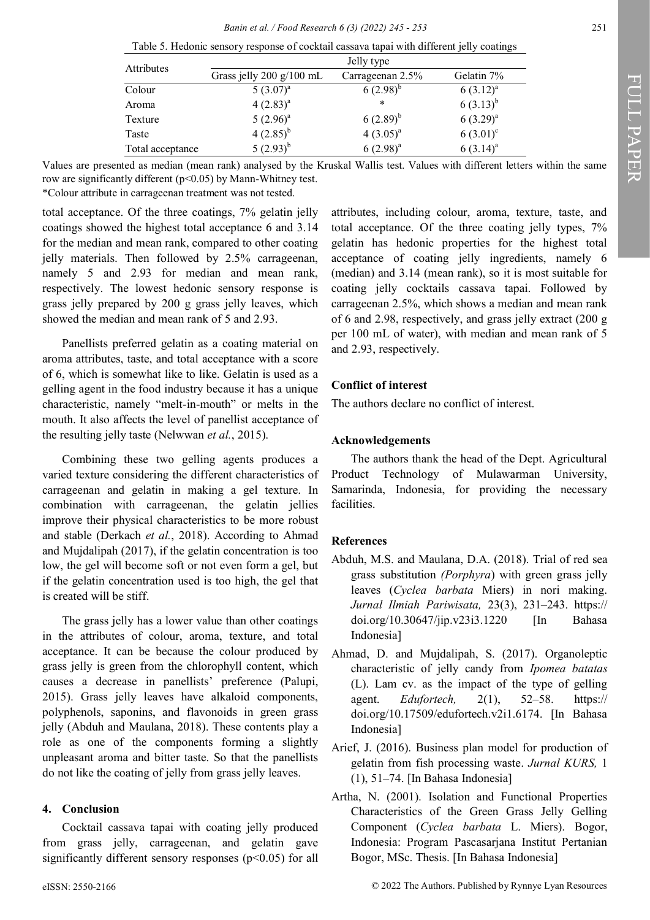Table 5. Hedonic sensory response of cocktail cassava tapai with different jelly coatings

| Attributes | Jelly type | | |
|---|---|---|---|
| | Grass jelly 200 g/100 mL | Carrageenan 2.5% | Gelatin 7% |
| Colour | 5 (3.07)[a] | 6 (2.98)[b] | 6 (3.12)[a] |
| Aroma | 4 (2.83)[a] | * | 6 (3.13)[b] |
| Texture | 5 (2.96)[a] | 6 (2.89)[b] | 6 (3.29)[a] |
| Taste | 4 (2.85)[b] | 4 (3.05)[a] | 6 (3.01)[c] |
| Total acceptance | 5 (2.93)[b] | 6 (2.98)[a] | 6 (3.14)[a] |

Values are presented as median (mean rank) analysed by the Kruskal Wallis test. Values with different letters within the same row are significantly different ($p<0.05$) by Mann-Whitney test.
*Colour attribute in carrageenan treatment was not tested.

total acceptance. Of the three coatings, 7% gelatin jelly coatings showed the highest total acceptance 6 and 3.14 for the median and mean rank, compared to other coating jelly materials. Then followed by 2.5% carrageenan, namely 5 and 2.93 for median and mean rank, respectively. The lowest hedonic sensory response is grass jelly prepared by 200 g grass jelly leaves, which showed the median and mean rank of 5 and 2.93.

Panellists preferred gelatin as a coating material on aroma attributes, taste, and total acceptance with a score of 6, which is somewhat like to like. Gelatin is used as a gelling agent in the food industry because it has a unique characteristic, namely "melt-in-mouth" or melts in the mouth. It also affects the level of panellist acceptance of the resulting jelly taste (Nelwwan *et al.*, 2015).

Combining these two gelling agents produces a varied texture considering the different characteristics of carrageenan and gelatin in making a gel texture. In combination with carrageenan, the gelatin jellies improve their physical characteristics to be more robust and stable (Derkach *et al.*, 2018). According to Ahmad and Mujdalipah (2017), if the gelatin concentration is too low, the gel will become soft or not even form a gel, but if the gelatin concentration used is too high, the gel that is created will be stiff.

The grass jelly has a lower value than other coatings in the attributes of colour, aroma, texture, and total acceptance. It can be because the colour produced by grass jelly is green from the chlorophyll content, which causes a decrease in panellists' preference (Palupi, 2015). Grass jelly leaves have alkaloid components, polyphenols, saponins, and flavonoids in green grass jelly (Abduh and Maulana, 2018). These contents play a role as one of the components forming a slightly unpleasant aroma and bitter taste. So that the panellists do not like the coating of jelly from grass jelly leaves.

## 4. Conclusion

Cocktail cassava tapai with coating jelly produced from grass jelly, carrageenan, and gelatin gave significantly different sensory responses ($p<0.05$) for all attributes, including colour, aroma, texture, taste, and total acceptance. Of the three coating jelly types, 7% gelatin has hedonic properties for the highest total acceptance of coating jelly ingredients, namely 6 (median) and 3.14 (mean rank), so it is most suitable for coating jelly cocktails cassava tapai. Followed by carrageenan 2.5%, which shows a median and mean rank of 6 and 2.98, respectively, and grass jelly extract (200 g per 100 mL of water), with median and mean rank of 5 and 2.93, respectively.

## Conflict of interest

The authors declare no conflict of interest.

## Acknowledgements

The authors thank the head of the Dept. Agricultural Product Technology of Mulawarman University, Samarinda, Indonesia, for providing the necessary facilities.

## References

Abduh, M.S. and Maulana, D.A. (2018). Trial of red sea grass substitution *(Porphyra*) with green grass jelly leaves (*Cyclea barbata* Miers) in nori making. *Jurnal Ilmiah Pariwisata,* 23(3), 231–243. https://doi.org/10.30647/jip.v23i3.1220 [In Bahasa Indonesia]

Ahmad, D. and Mujdalipah, S. (2017). Organoleptic characteristic of jelly candy from *Ipomea batatas* (L). Lam cv. as the impact of the type of gelling agent. *Edufortech,* 2(1), 52–58. https://doi.org/10.17509/edufortech.v2i1.6174. [In Bahasa Indonesia]

Arief, J. (2016). Business plan model for production of gelatin from fish processing waste. *Jurnal KURS,* 1 (1), 51–74. [In Bahasa Indonesia]

Artha, N. (2001). Isolation and Functional Properties Characteristics of the Green Grass Jelly Gelling Component (*Cyclea barbata* L. Miers). Bogor, Indonesia: Program Pascasarjana Institut Pertanian Bogor, MSc. Thesis. [In Bahasa Indonesia]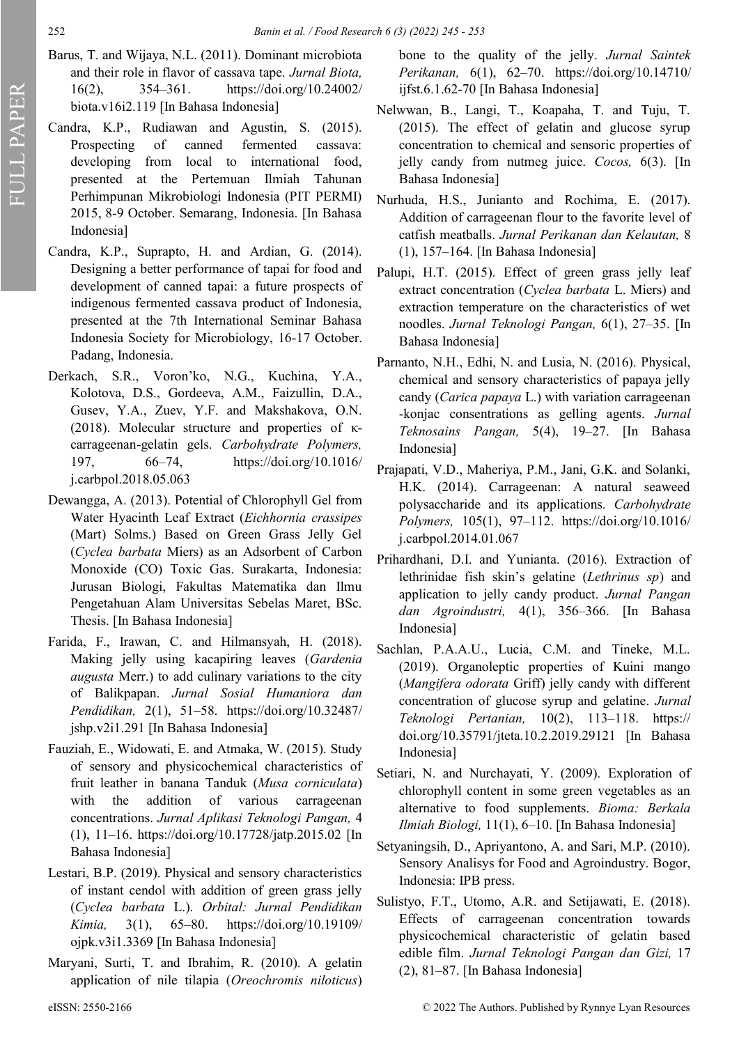Barus, T. and Wijaya, N.L. (2011). Dominant microbiota and their role in flavor of cassava tape. *Jurnal Biota,* 16(2), 354–361. https://doi.org/10.24002/biota.v16i2.119 [In Bahasa Indonesia]

Candra, K.P., Rudiawan and Agustin, S. (2015). Prospecting of canned fermented cassava: developing from local to international food, presented at the Pertemuan Ilmiah Tahunan Perhimpunan Mikrobiologi Indonesia (PIT PERMI) 2015, 8-9 October. Semarang, Indonesia. [In Bahasa Indonesia]

Candra, K.P., Suprapto, H. and Ardian, G. (2014). Designing a better performance of tapai for food and development of canned tapai: a future prospects of indigenous fermented cassava product of Indonesia, presented at the 7th International Seminar Bahasa Indonesia Society for Microbiology, 16-17 October. Padang, Indonesia.

Derkach, S.R., Voron'ko, N.G., Kuchina, Y.A., Kolotova, D.S., Gordeeva, A.M., Faizullin, D.A., Gusev, Y.A., Zuev, Y.F. and Makshakova, O.N. (2018). Molecular structure and properties of κ-carrageenan-gelatin gels. *Carbohydrate Polymers,* 197, 66–74, https://doi.org/10.1016/j.carbpol.2018.05.063

Dewangga, A. (2013). Potential of Chlorophyll Gel from Water Hyacinth Leaf Extract (*Eichhornia crassipes* (Mart) Solms.) Based on Green Grass Jelly Gel (*Cyclea barbata* Miers) as an Adsorbent of Carbon Monoxide (CO) Toxic Gas. Surakarta, Indonesia: Jurusan Biologi, Fakultas Matematika dan Ilmu Pengetahuan Alam Universitas Sebelas Maret, BSc. Thesis. [In Bahasa Indonesia]

Farida, F., Irawan, C. and Hilmansyah, H. (2018). Making jelly using kacapiring leaves (*Gardenia augusta* Merr.) to add culinary variations to the city of Balikpapan. *Jurnal Sosial Humaniora dan Pendidikan,* 2(1), 51–58. https://doi.org/10.32487/jshp.v2i1.291 [In Bahasa Indonesia]

Fauziah, E., Widowati, E. and Atmaka, W. (2015). Study of sensory and physicochemical characteristics of fruit leather in banana Tanduk (*Musa corniculata*) with the addition of various carrageenan concentrations. *Jurnal Aplikasi Teknologi Pangan,* 4 (1), 11–16. https://doi.org/10.17728/jatp.2015.02 [In Bahasa Indonesia]

Lestari, B.P. (2019). Physical and sensory characteristics of instant cendol with addition of green grass jelly (*Cyclea barbata* L.). *Orbital: Jurnal Pendidikan Kimia,* 3(1), 65–80. https://doi.org/10.19109/ojpk.v3i1.3369 [In Bahasa Indonesia]

Maryani, Surti, T. and Ibrahim, R. (2010). A gelatin application of nile tilapia (*Oreochromis niloticus*) bone to the quality of the jelly. *Jurnal Saintek Perikanan,* 6(1), 62–70. https://doi.org/10.14710/ijfst.6.1.62-70 [In Bahasa Indonesia]

Nelwwan, B., Langi, T., Koapaha, T. and Tuju, T. (2015). The effect of gelatin and glucose syrup concentration to chemical and sensoric properties of jelly candy from nutmeg juice. *Cocos,* 6(3). [In Bahasa Indonesia]

Nurhuda, H.S., Junianto and Rochima, E. (2017). Addition of carrageenan flour to the favorite level of catfish meatballs. *Jurnal Perikanan dan Kelautan,* 8 (1), 157–164. [In Bahasa Indonesia]

Palupi, H.T. (2015). Effect of green grass jelly leaf extract concentration (*Cyclea barbata* L. Miers) and extraction temperature on the characteristics of wet noodles. *Jurnal Teknologi Pangan,* 6(1), 27–35. [In Bahasa Indonesia]

Parnanto, N.H., Edhi, N. and Lusia, N. (2016). Physical, chemical and sensory characteristics of papaya jelly candy (*Carica papaya* L.) with variation carrageenan -konjac consentrations as gelling agents. *Jurnal Teknosains Pangan,* 5(4), 19–27. [In Bahasa Indonesia]

Prajapati, V.D., Maheriya, P.M., Jani, G.K. and Solanki, H.K. (2014). Carrageenan: A natural seaweed polysaccharide and its applications. *Carbohydrate Polymers,* 105(1), 97–112. https://doi.org/10.1016/j.carbpol.2014.01.067

Prihardhani, D.I. and Yunianta. (2016). Extraction of lethrinidae fish skin's gelatine (*Lethrinus sp*) and application to jelly candy product. *Jurnal Pangan dan Agroindustri,* 4(1), 356–366. [In Bahasa Indonesia]

Sachlan, P.A.A.U., Lucia, C.M. and Tineke, M.L. (2019). Organoleptic properties of Kuini mango (*Mangifera odorata* Griff) jelly candy with different concentration of glucose syrup and gelatine. *Jurnal Teknologi Pertanian,* 10(2), 113–118. https://doi.org/10.35791/jteta.10.2.2019.29121 [In Bahasa Indonesia]

Setiari, N. and Nurchayati, Y. (2009). Exploration of chlorophyll content in some green vegetables as an alternative to food supplements. *Bioma: Berkala Ilmiah Biologi,* 11(1), 6–10. [In Bahasa Indonesia]

Setyaningsih, D., Apriyantono, A. and Sari, M.P. (2010). Sensory Analisys for Food and Agroindustry. Bogor, Indonesia: IPB press.

Sulistyo, F.T., Utomo, A.R. and Setijawati, E. (2018). Effects of carrageenan concentration towards physicochemical characteristic of gelatin based edible film. *Jurnal Teknologi Pangan dan Gizi,* 17 (2), 81–87. [In Bahasa Indonesia]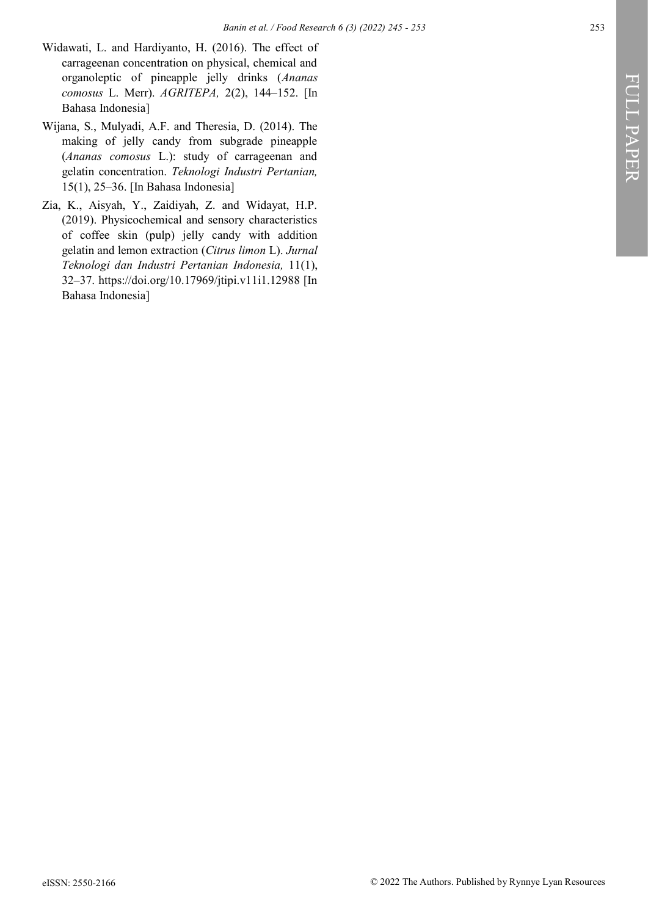Widawati, L. and Hardiyanto, H. (2016). The effect of carrageenan concentration on physical, chemical and organoleptic of pineapple jelly drinks (*Ananas comosus* L. Merr). *AGRITEPA,* 2(2), 144–152. [In Bahasa Indonesia]

Wijana, S., Mulyadi, A.F. and Theresia, D. (2014). The making of jelly candy from subgrade pineapple (*Ananas comosus* L.): study of carrageenan and gelatin concentration. *Teknologi Industri Pertanian,* 15(1), 25–36. [In Bahasa Indonesia]

Zia, K., Aisyah, Y., Zaidiyah, Z. and Widayat, H.P. (2019). Physicochemical and sensory characteristics of coffee skin (pulp) jelly candy with addition gelatin and lemon extraction (*Citrus limon* L). *Jurnal Teknologi dan Industri Pertanian Indonesia,* 11(1), 32–37. https://doi.org/10.17969/jtipi.v11i1.12988 [In Bahasa Indonesia]